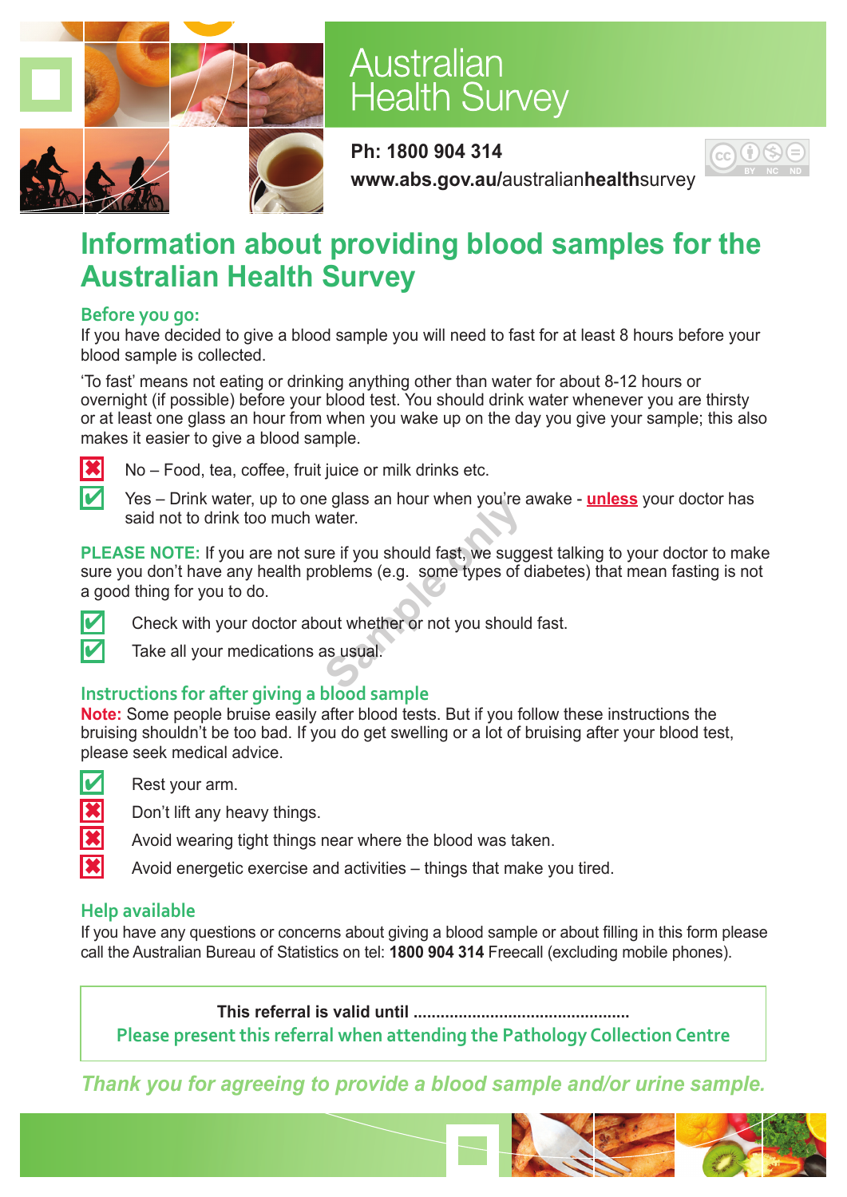# Australian Health Survey

**Ph: 1800 904 314**

**www.abs.gov.au/australianhealthsurvey**

## Information about providing blood samples for the Australian Health Survey

### Before you go:

If you have decided to give a blood sample you will need to fast for at least 8 hours before your blood sample is collected.

'To fast' means not eating or drinking anything other than water for about 8-12 hours or overnight (if possible) before your blood test. You should drink water whenever you are thirsty or at least one glass an hour from when you wake up on the day you give your sample; this also makes it easier to give a blood sample.

- ✘ No – Food, tea, coffee, fruit juice or milk drinks etc.
- ✔ Yes – Drink water, up to one glass an hour when you're awake - **unless** your doctor has said not to drink too much water.

**PLEASE NOTE:** If you are not sure if you should fast, we suggest talking to your doctor to make sure you don't have any health problems (e.g. some types of diabetes) that mean fasting is not a good thing for you to do.

- ✔ Check with your doctor about whether or not you should fast.
- ✔ Take all your medications as usual.

### Instructions for after giving a blood sample

**Note:** Some people bruise easily after blood tests. But if you follow these instructions the bruising shouldn't be too bad. If you do get swelling or a lot of bruising after your blood test, please seek medical advice.

- ✔ Rest your arm.
- ✘ Don't lift any heavy things.
- ✘ Avoid wearing tight things near where the blood was taken.
- ✘ Avoid energetic exercise and activities – things that make you tired.

### Help available

If you have any questions or concerns about giving a blood sample or about filling in this form please call the Australian Bureau of Statistics on tel: **1800 904 314** Freecall (excluding mobile phones).

**This referral is valid until ................................................**

Please present this referral when attending the Pathology Collection Centre

*Thank you for agreeing to provide a blood sample and/or urine sample.*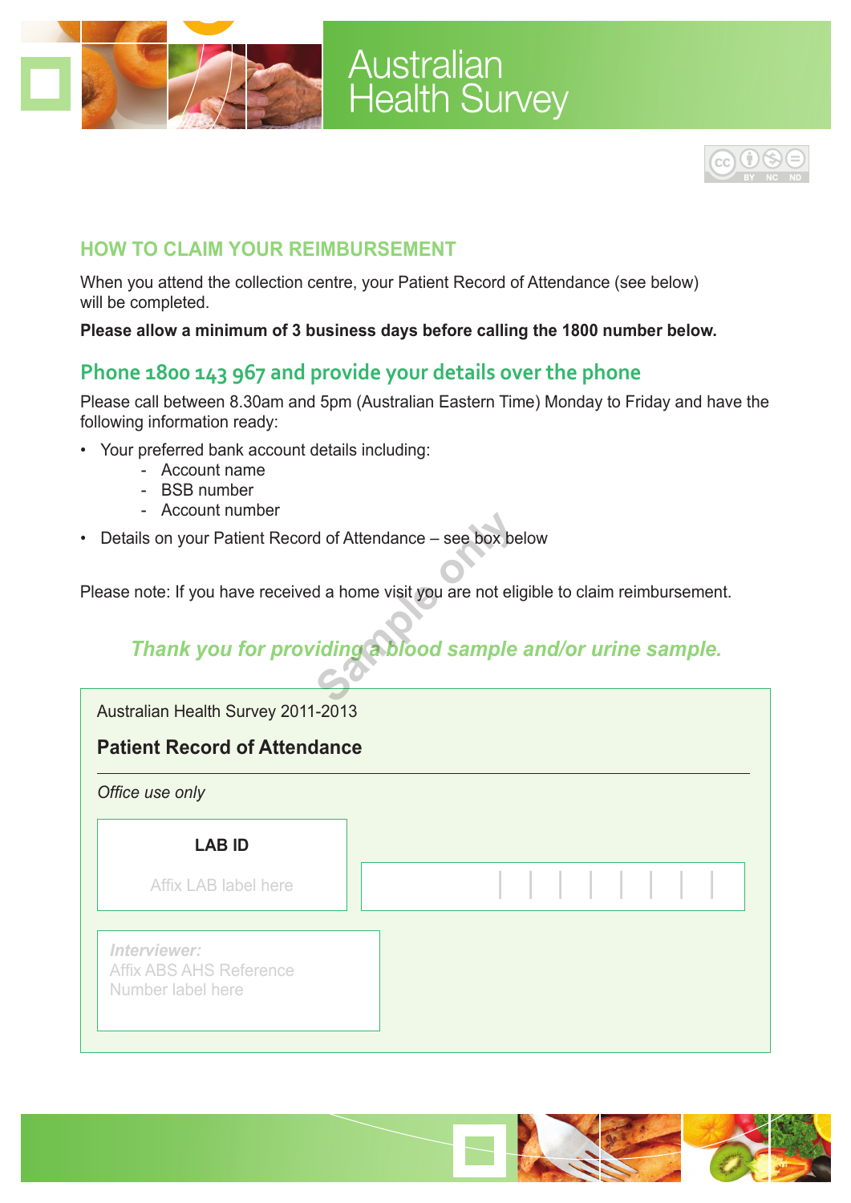# Australian Health Survey

## HOW TO CLAIM YOUR REIMBURSEMENT

When you attend the collection centre, your Patient Record of Attendance (see below) will be completed.

**Please allow a minimum of 3 business days before calling the 1800 number below.**

## Phone 1800 143 967 and provide your details over the phone

Please call between 8.30am and 5pm (Australian Eastern Time) Monday to Friday and have the following information ready:

- Your preferred bank account details including:
    - Account name
    - BSB number
    - Account number
- Details on your Patient Record of Attendance – see box below

Please note: If you have received a home visit you are not eligible to claim reimbursement.

*Thank you for providing a blood sample and/or urine sample.*

Sample only

Australian Health Survey 2011-2013

**Patient Record of Attendance**

*Office use only*

**LAB ID**

Affix LAB label here

***Interviewer:***
Affix ABS AHS Reference Number label here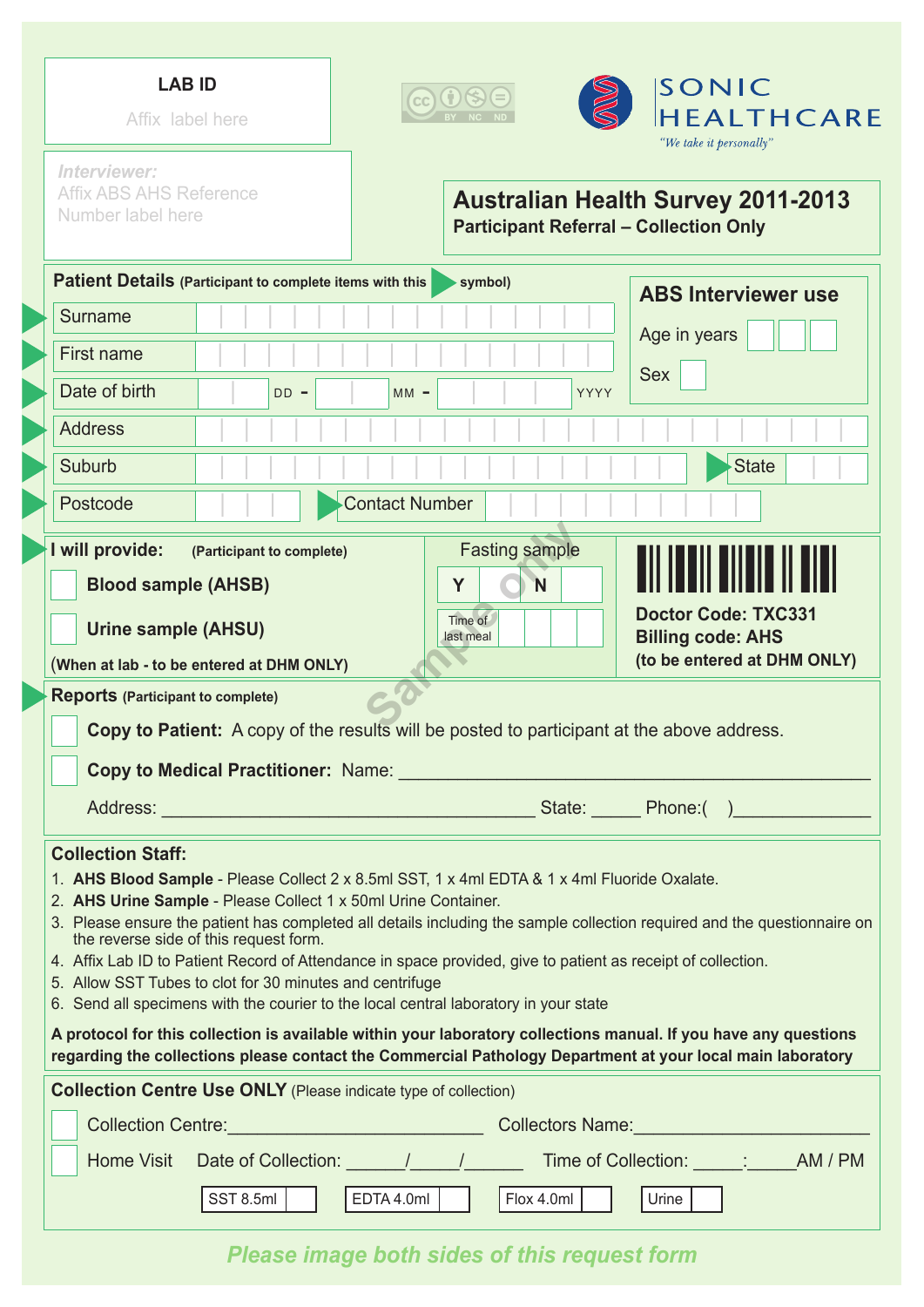**LAB ID**

Affix label here

*Interviewer:*
Affix ABS AHS Reference Number label here

SONIC HEALTHCARE
*"We take it personally"*

## Australian Health Survey 2011-2013

**Participant Referral – Collection Only**

**Patient Details** (Participant to complete items with this ▶ symbol)

| | |
|---|---|
| Surname | |
| First name | |
| Date of birth | DD - MM - YYYY |
| Address | |
| Suburb | State |
| Postcode | Contact Number |

**ABS Interviewer use**

Age in years

Sex

**I will provide:** (Participant to complete)

☐ **Blood sample (AHSB)**

☐ **Urine sample (AHSU)**

(When at lab - to be entered at DHM ONLY)

Fasting sample

| Y | | N | |
|---|---|---|---|

Time of last meal

**Doctor Code: TXC331**
**Billing code: AHS**
**(to be entered at DHM ONLY)**

Sample only

**Reports** (Participant to complete)

☐ **Copy to Patient:** A copy of the results will be posted to participant at the above address.

☐ **Copy to Medical Practitioner:** Name: ______________________________

Address: ______________________________ State: _____ Phone:( )_____________

**Collection Staff:**

1. **AHS Blood Sample** - Please Collect 2 x 8.5ml SST, 1 x 4ml EDTA & 1 x 4ml Fluoride Oxalate.
2. **AHS Urine Sample** - Please Collect 1 x 50ml Urine Container.
3. Please ensure the patient has completed all details including the sample collection required and the questionnaire on the reverse side of this request form.
4. Affix Lab ID to Patient Record of Attendance in space provided, give to patient as receipt of collection.
5. Allow SST Tubes to clot for 30 minutes and centrifuge
6. Send all specimens with the courier to the local central laboratory in your state

**A protocol for this collection is available within your laboratory collections manual. If you have any questions regarding the collections please contact the Commercial Pathology Department at your local main laboratory**

**Collection Centre Use ONLY** (Please indicate type of collection)

☐ Collection Centre:__________________________ Collectors Name:______________________

☐ Home Visit Date of Collection: ______/_____/______ Time of Collection: _____:_____AM / PM

| SST 8.5ml | | EDTA 4.0ml | | Flox 4.0ml | | Urine | |
|---|---|---|---|---|---|---|---|

*Please image both sides of this request form*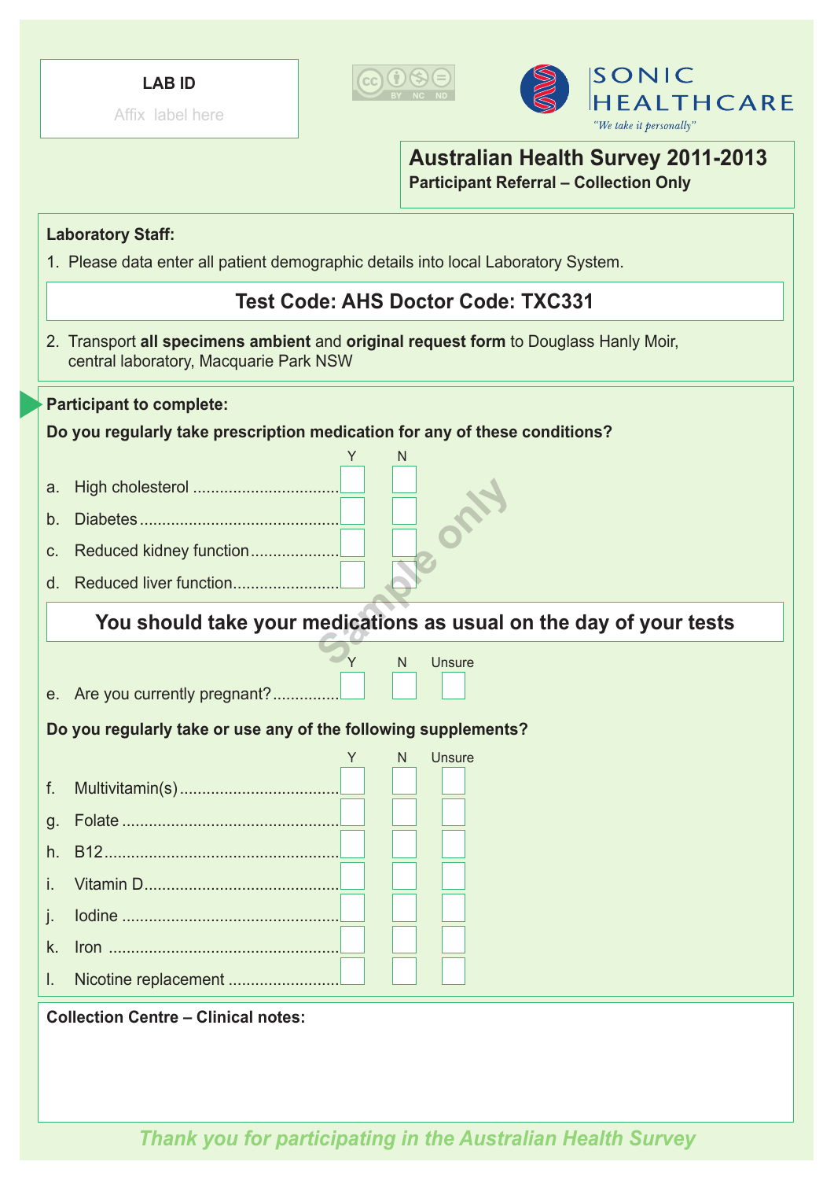**LAB ID**

Affix label here

SONIC HEALTHCARE
*"We take it personally"*

## Australian Health Survey 2011-2013

**Participant Referral – Collection Only**

**Laboratory Staff:**

1. Please data enter all patient demographic details into local Laboratory System.

**Test Code: AHS Doctor Code: TXC331**

2. Transport **all specimens ambient** and **original request form** to Douglass Hanly Moir, central laboratory, Macquarie Park NSW

**Participant to complete:**

**Do you regularly take prescription medication for any of these conditions?**

| | Y | N |
|---|---|---|
| a. High cholesterol | ☐ | ☐ |
| b. Diabetes | ☐ | ☐ |
| c. Reduced kidney function | ☐ | ☐ |
| d. Reduced liver function | ☐ | ☐ |

**You should take your medications as usual on the day of your tests**

| | Y | N | Unsure |
|---|---|---|---|
| e. Are you currently pregnant? | ☐ | ☐ | ☐ |

**Do you regularly take or use any of the following supplements?**

| | Y | N | Unsure |
|---|---|---|---|
| f. Multivitamin(s) | ☐ | ☐ | ☐ |
| g. Folate | ☐ | ☐ | ☐ |
| h. B12 | ☐ | ☐ | ☐ |
| i. Vitamin D | ☐ | ☐ | ☐ |
| j. Iodine | ☐ | ☐ | ☐ |
| k. Iron | ☐ | ☐ | ☐ |
| l. Nicotine replacement | ☐ | ☐ | ☐ |

**Collection Centre – Clinical notes:**

*Thank you for participating in the Australian Health Survey*